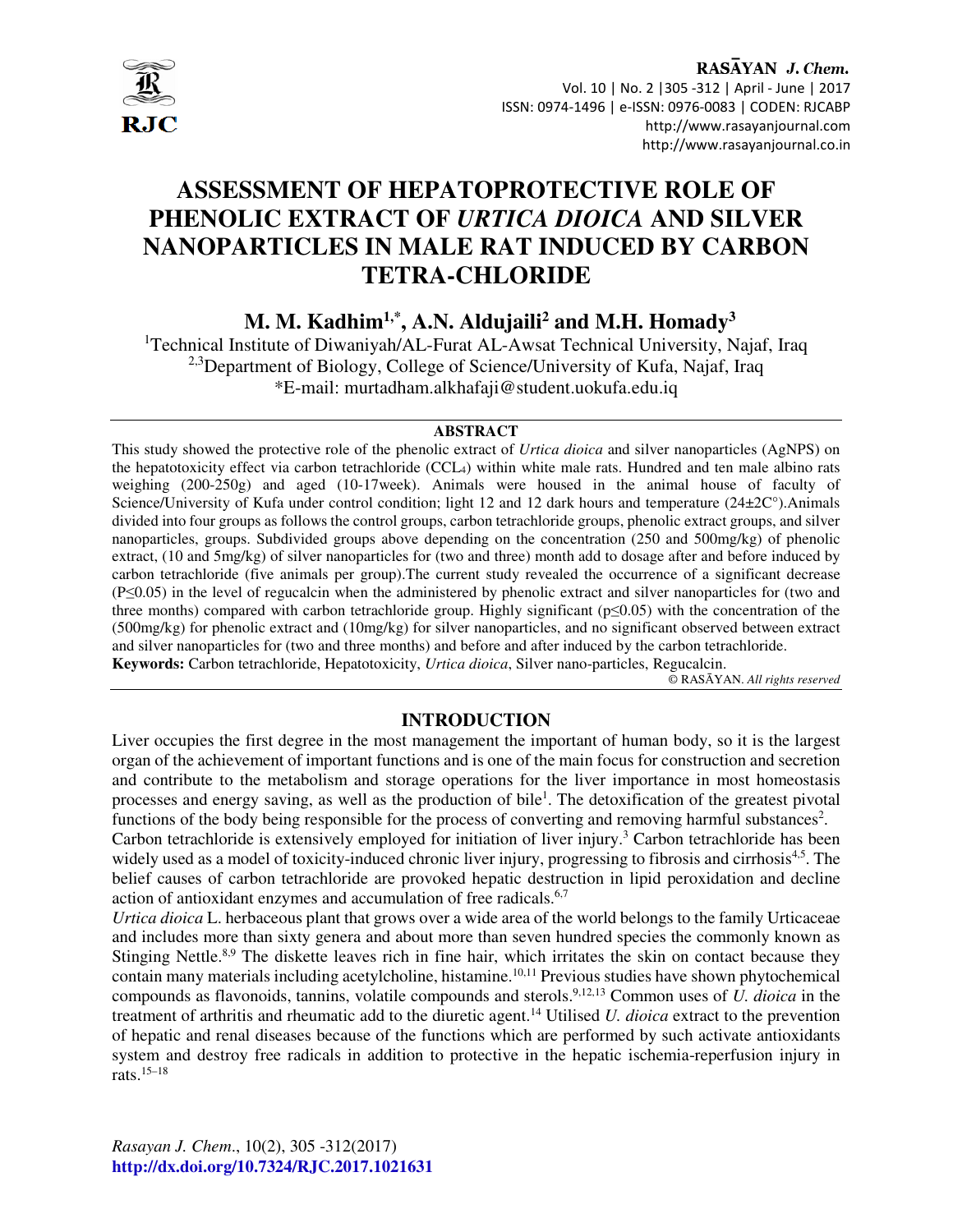# ASSESSMENT OF HEPATOPROTECTIVE ROLE OF PHENOLIC EXTRACT OF *URTICA DIOICA* AND SILVER NANOPARTICLES IN MALE RAT INDUCED BY CARBON TETRA-CHLORIDE

**M. M. Kadhim[1,*], A.N. Aldujaili[2] and M.H. Homady[3]**

[1]Technical Institute of Diwaniyah/AL-Furat AL-Awsat Technical University, Najaf, Iraq

[2,3]Department of Biology, College of Science/University of Kufa, Najaf, Iraq

*E-mail: murtadham.alkhafaji@student.uokufa.edu.iq

## ABSTRACT

This study showed the protective role of the phenolic extract of *Urtica dioica* and silver nanoparticles (AgNPS) on the hepatotoxicity effect via carbon tetrachloride ($CCL_4$) within white male rats. Hundred and ten male albino rats weighing (200-250g) and aged (10-17week). Animals were housed in the animal house of faculty of Science/University of Kufa under control condition; light 12 and 12 dark hours and temperature (24±2C°).Animals divided into four groups as follows the control groups, carbon tetrachloride groups, phenolic extract groups, and silver nanoparticles, groups. Subdivided groups above depending on the concentration (250 and 500mg/kg) of phenolic extract, (10 and 5mg/kg) of silver nanoparticles for (two and three) month add to dosage after and before induced by carbon tetrachloride (five animals per group).The current study revealed the occurrence of a significant decrease ($P \leq 0.05$) in the level of regucalcin when the administered by phenolic extract and silver nanoparticles for (two and three months) compared with carbon tetrachloride group. Highly significant ($p \leq 0.05$) with the concentration of the (500mg/kg) for phenolic extract and (10mg/kg) for silver nanoparticles, and no significant observed between extract and silver nanoparticles for (two and three months) and before and after induced by the carbon tetrachloride.

**Keywords:** Carbon tetrachloride, Hepatotoxicity, *Urtica dioica*, Silver nano-particles, Regucalcin.

© RASĀYAN. *All rights reserved*

## INTRODUCTION

Liver occupies the first degree in the most management the important of human body, so it is the largest organ of the achievement of important functions and is one of the main focus for construction and secretion and contribute to the metabolism and storage operations for the liver importance in most homeostasis processes and energy saving, as well as the production of bile[1]. The detoxification of the greatest pivotal functions of the body being responsible for the process of converting and removing harmful substances[2].

Carbon tetrachloride is extensively employed for initiation of liver injury.[3] Carbon tetrachloride has been widely used as a model of toxicity-induced chronic liver injury, progressing to fibrosis and cirrhosis[4,5]. The belief causes of carbon tetrachloride are provoked hepatic destruction in lipid peroxidation and decline action of antioxidant enzymes and accumulation of free radicals.[6,7]

*Urtica dioica* L. herbaceous plant that grows over a wide area of the world belongs to the family Urticaceae and includes more than sixty genera and about more than seven hundred species the commonly known as Stinging Nettle.[8,9] The diskette leaves rich in fine hair, which irritates the skin on contact because they contain many materials including acetylcholine, histamine.[10,11] Previous studies have shown phytochemical compounds as flavonoids, tannins, volatile compounds and sterols.[9,12,13] Common uses of *U. dioica* in the treatment of arthritis and rheumatic add to the diuretic agent.[14] Utilised *U. dioica* extract to the prevention of hepatic and renal diseases because of the functions which are performed by such activate antioxidants system and destroy free radicals in addition to protective in the hepatic ischemia-reperfusion injury in rats.[15–18]

*Rasayan J. Chem.*, 10(2), 305 -312(2017)

http://dx.doi.org/10.7324/RJC.2017.1021631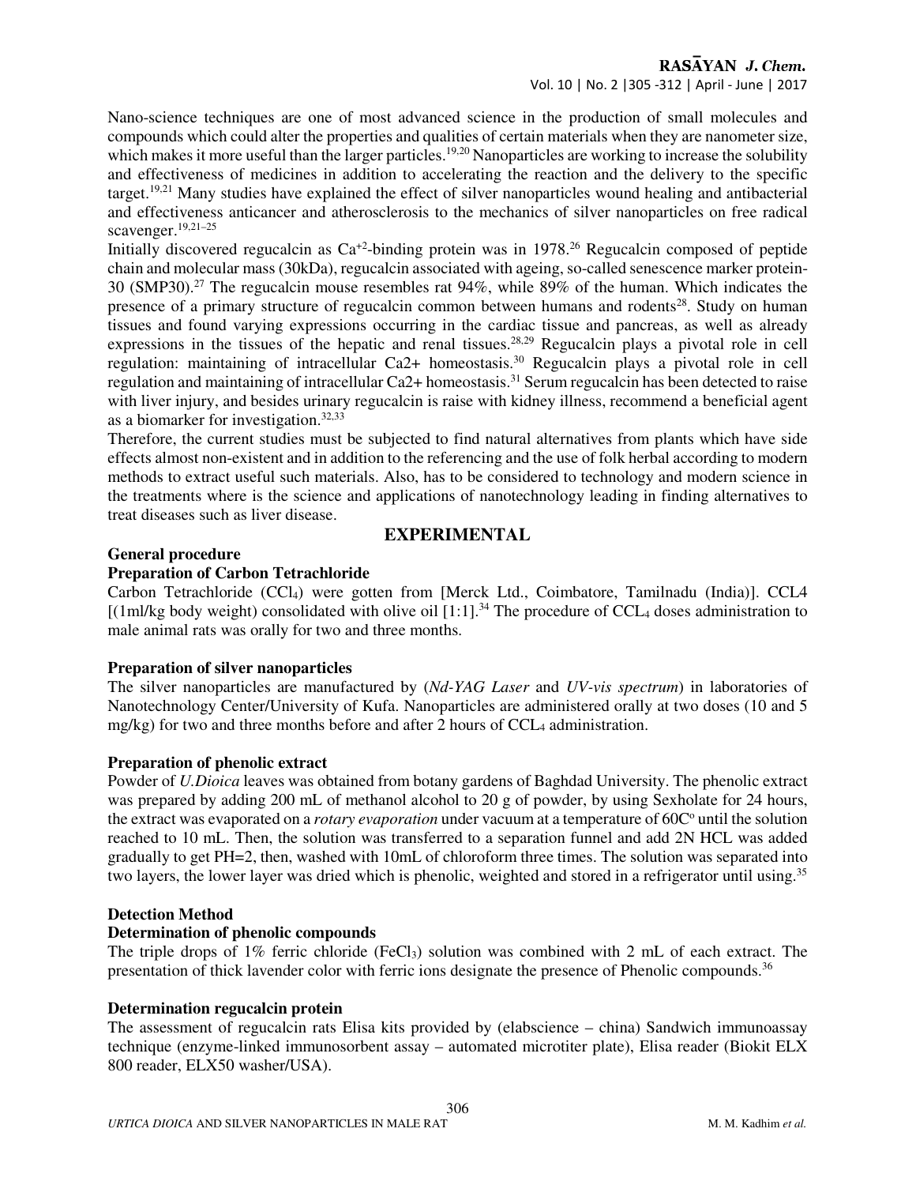Nano-science techniques are one of most advanced science in the production of small molecules and compounds which could alter the properties and qualities of certain materials when they are nanometer size, which makes it more useful than the larger particles.[19,20] Nanoparticles are working to increase the solubility and effectiveness of medicines in addition to accelerating the reaction and the delivery to the specific target.[19,21] Many studies have explained the effect of silver nanoparticles wound healing and antibacterial and effectiveness anticancer and atherosclerosis to the mechanics of silver nanoparticles on free radical scavenger.[19,21–25]

Initially discovered regucalcin as $Ca^{+2}$-binding protein was in 1978.[26] Regucalcin composed of peptide chain and molecular mass (30kDa), regucalcin associated with ageing, so-called senescence marker protein-30 (SMP30).[27] The regucalcin mouse resembles rat 94%, while 89% of the human. Which indicates the presence of a primary structure of regucalcin common between humans and rodents[28]. Study on human tissues and found varying expressions occurring in the cardiac tissue and pancreas, as well as already expressions in the tissues of the hepatic and renal tissues.[28,29] Regucalcin plays a pivotal role in cell regulation: maintaining of intracellular $Ca2+$ homeostasis.[30] Regucalcin plays a pivotal role in cell regulation and maintaining of intracellular $Ca2+$ homeostasis.[31] Serum regucalcin has been detected to raise with liver injury, and besides urinary regucalcin is raise with kidney illness, recommend a beneficial agent as a biomarker for investigation.[32,33]

Therefore, the current studies must be subjected to find natural alternatives from plants which have side effects almost non-existent and in addition to the referencing and the use of folk herbal according to modern methods to extract useful such materials. Also, has to be considered to technology and modern science in the treatments where is the science and applications of nanotechnology leading in finding alternatives to treat diseases such as liver disease.

## EXPERIMENTAL

### General procedure

### Preparation of Carbon Tetrachloride

Carbon Tetrachloride ($CCl_4$) were gotten from [Merck Ltd., Coimbatore, Tamilnadu (India)]. CCL4 [(1ml/kg body weight) consolidated with olive oil [1:1].[34] The procedure of $CCL_4$ doses administration to male animal rats was orally for two and three months.

### Preparation of silver nanoparticles

The silver nanoparticles are manufactured by (*Nd-YAG Laser* and *UV-vis spectrum*) in laboratories of Nanotechnology Center/University of Kufa. Nanoparticles are administered orally at two doses (10 and 5 mg/kg) for two and three months before and after 2 hours of $CCL_4$ administration.

### Preparation of phenolic extract

Powder of *U.Dioica* leaves was obtained from botany gardens of Baghdad University. The phenolic extract was prepared by adding 200 mL of methanol alcohol to 20 g of powder, by using Sexholate for 24 hours, the extract was evaporated on a *rotary evaporation* under vacuum at a temperature of 60C° until the solution reached to 10 mL. Then, the solution was transferred to a separation funnel and add 2N HCL was added gradually to get PH=2, then, washed with 10mL of chloroform three times. The solution was separated into two layers, the lower layer was dried which is phenolic, weighted and stored in a refrigerator until using.[35]

### Detection Method

### Determination of phenolic compounds

The triple drops of 1% ferric chloride ($FeCl_3$) solution was combined with 2 mL of each extract. The presentation of thick lavender color with ferric ions designate the presence of Phenolic compounds.[36]

### Determination regucalcin protein

The assessment of regucalcin rats Elisa kits provided by (elabscience – china) Sandwich immunoassay technique (enzyme-linked immunosorbent assay – automated microtiter plate), Elisa reader (Biokit ELX 800 reader, ELX50 washer/USA).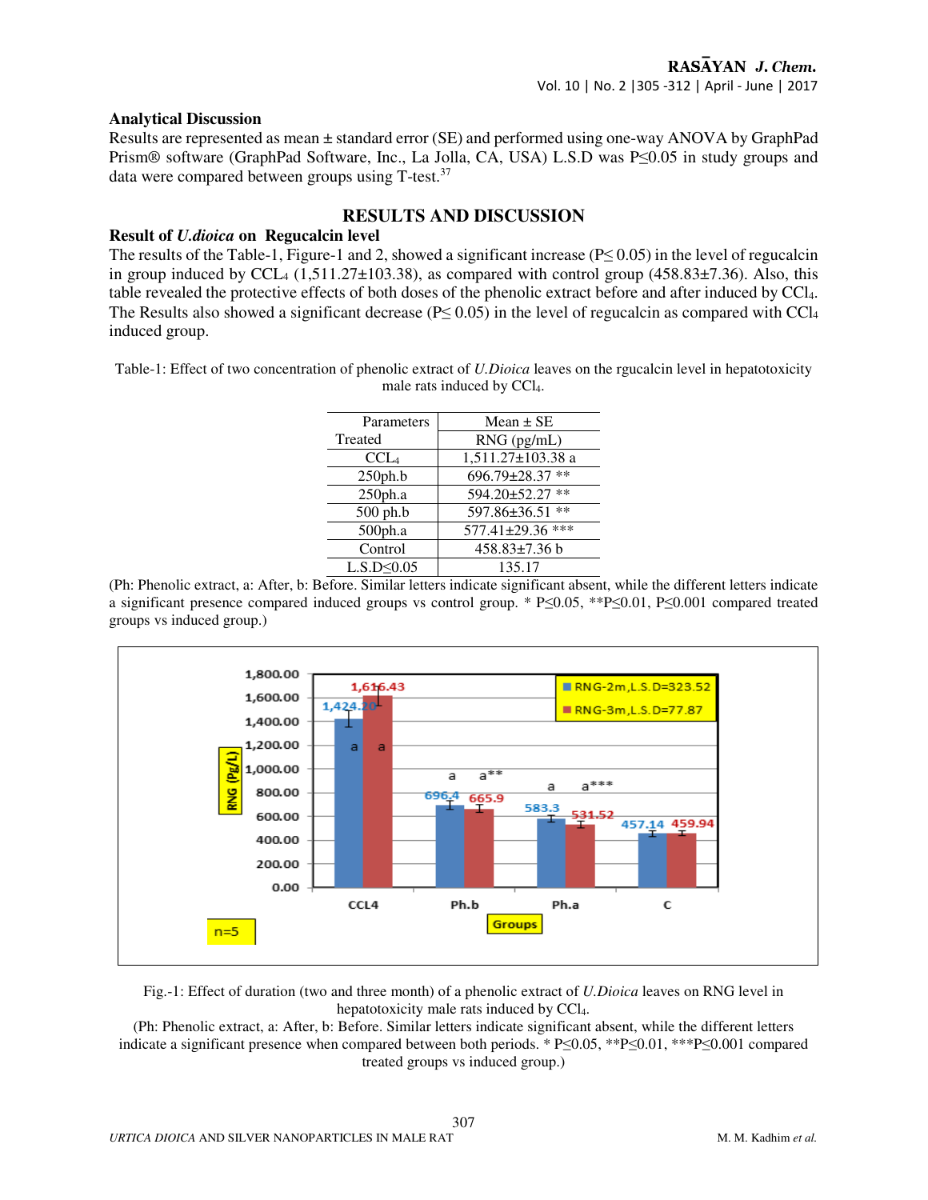### Analytical Discussion

Results are represented as mean ± standard error (SE) and performed using one-way ANOVA by GraphPad Prism® software (GraphPad Software, Inc., La Jolla, CA, USA) L.S.D was P≤0.05 in study groups and data were compared between groups using T-test.[37]

## RESULTS AND DISCUSSION

### Result of *U.dioica* on Regucalcin level

The results of the Table-1, Figure-1 and 2, showed a significant increase (P≤ 0.05) in the level of regucalcin in group induced by $CCL_4$ (1,511.27±103.38), as compared with control group (458.83±7.36). Also, this table revealed the protective effects of both doses of the phenolic extract before and after induced by $CCl_4$. The Results also showed a significant decrease (P≤ 0.05) in the level of regucalcin as compared with $CCl_4$ induced group.

Table-1: Effect of two concentration of phenolic extract of *U.Dioica* leaves on the rgucalcin level in hepatotoxicity male rats induced by $CCl_4$.

| Parameters / Treated | Mean ± SE RNG (pg/mL) |
|---|---|
| $CCL_4$ | 1,511.27±103.38 a |
| 250ph.b | 696.79±28.37 ** |
| 250ph.a | 594.20±52.27 ** |
| 500 ph.b | 597.86±36.51 ** |
| 500ph.a | 577.41±29.36 *** |
| Control | 458.83±7.36 b |
| L.S.D≤0.05 | 135.17 |

(Ph: Phenolic extract, a: After, b: Before. Similar letters indicate significant absent, while the different letters indicate a significant presence compared induced groups vs control group. * P≤0.05, **P≤0.01, P≤0.001 compared treated groups vs induced group.)

Fig.-1: Effect of duration (two and three month) of a phenolic extract of *U.Dioica* leaves on RNG level in hepatotoxicity male rats induced by $CCl_4$.

(Ph: Phenolic extract, a: After, b: Before. Similar letters indicate significant absent, while the different letters indicate a significant presence when compared between both periods. * P≤0.05, **P≤0.01, ***P≤0.001 compared treated groups vs induced group.)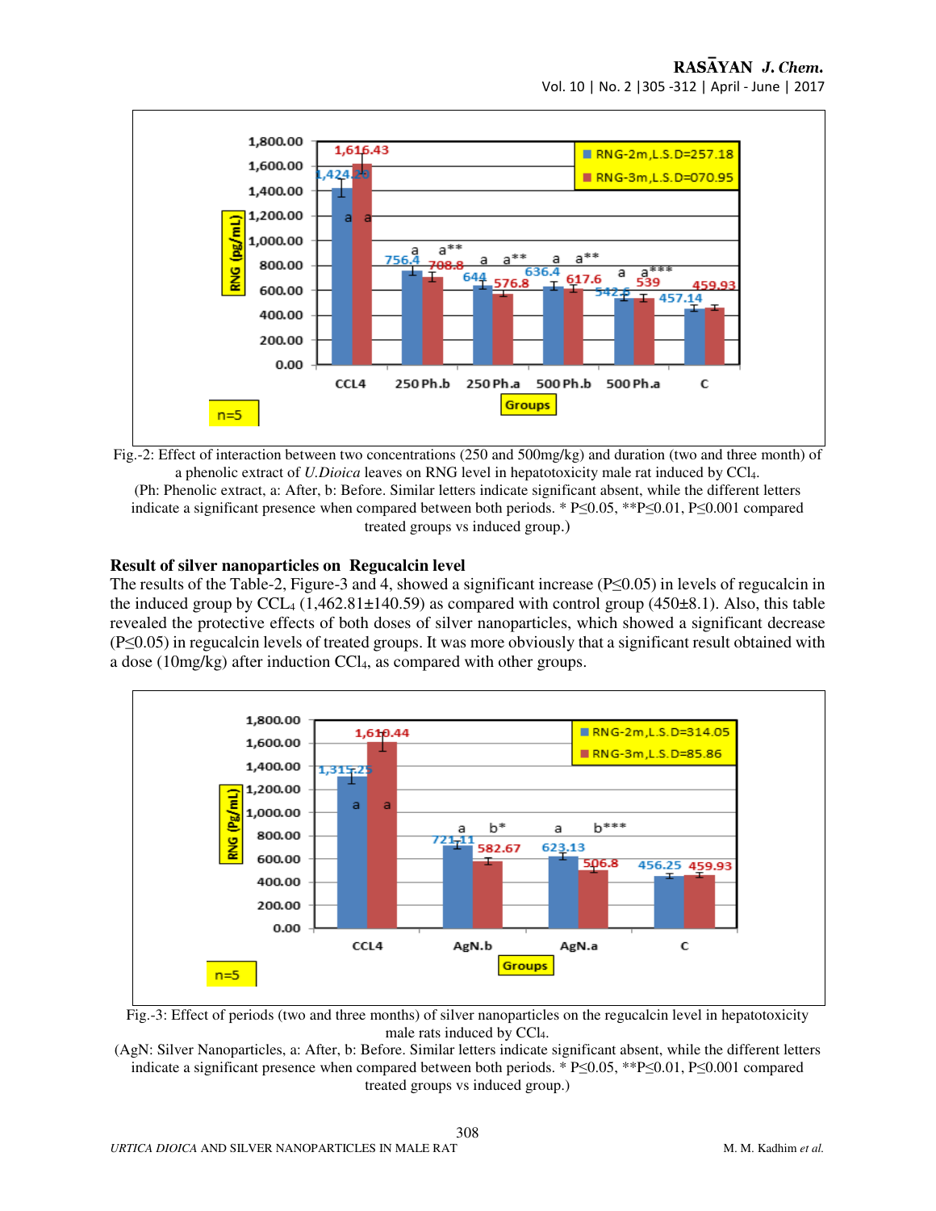Fig.-2: Effect of interaction between two concentrations (250 and 500mg/kg) and duration (two and three month) of a phenolic extract of *U.Dioica* leaves on RNG level in hepatotoxicity male rat induced by $CCl_4$.
(Ph: Phenolic extract, a: After, b: Before. Similar letters indicate significant absent, while the different letters indicate a significant presence when compared between both periods. * P≤0.05, **P≤0.01, P≤0.001 compared treated groups vs induced group.)

### Result of silver nanoparticles on Regucalcin level

The results of the Table-2, Figure-3 and 4, showed a significant increase (P≤0.05) in levels of regucalcin in the induced group by $CCL_4$ (1,462.81±140.59) as compared with control group (450±8.1). Also, this table revealed the protective effects of both doses of silver nanoparticles, which showed a significant decrease (P≤0.05) in regucalcin levels of treated groups. It was more obviously that a significant result obtained with a dose (10mg/kg) after induction $CCl_4$, as compared with other groups.

Fig.-3: Effect of periods (two and three months) of silver nanoparticles on the regucalcin level in hepatotoxicity male rats induced by $CCl_4$.
(AgN: Silver Nanoparticles, a: After, b: Before. Similar letters indicate significant absent, while the different letters indicate a significant presence when compared between both periods. * P≤0.05, **P≤0.01, P≤0.001 compared treated groups vs induced group.)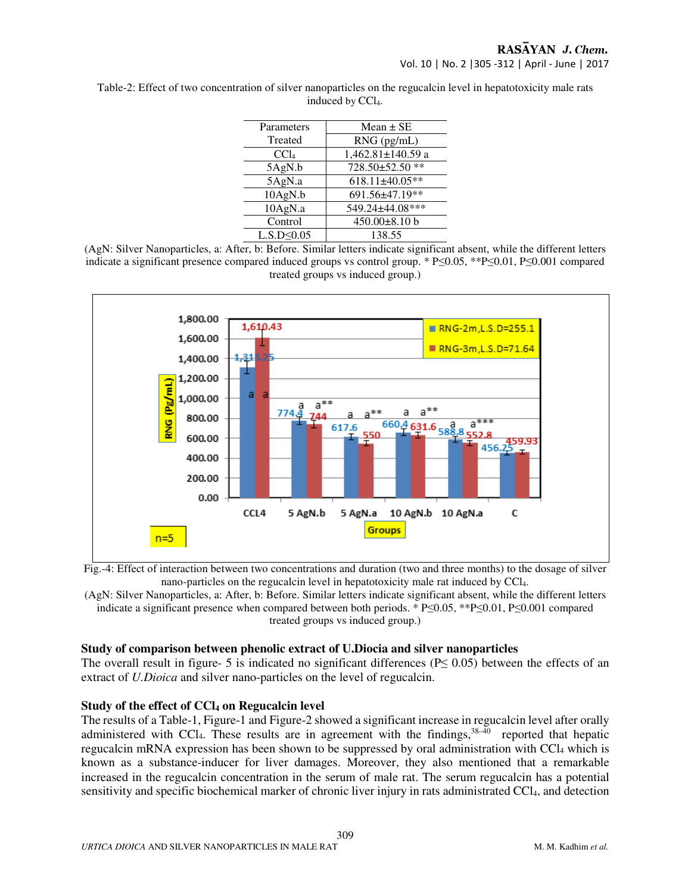Table-2: Effect of two concentration of silver nanoparticles on the regucalcin level in hepatotoxicity male rats induced by $CCl_4$.

| Parameters Treated | Mean ± SE RNG (pg/mL) |
|---|---|
| $CCl_4$ | 1,462.81±140.59 a |
| 5AgN.b | 728.50±52.50 ** |
| 5AgN.a | 618.11±40.05** |
| 10AgN.b | 691.56±47.19** |
| 10AgN.a | 549.24±44.08*** |
| Control | 450.00±8.10 b |
| L.S.D≤0.05 | 138.55 |

(AgN: Silver Nanoparticles, a: After, b: Before. Similar letters indicate significant absent, while the different letters indicate a significant presence compared induced groups vs control group. * P≤0.05, **P≤0.01, P≤0.001 compared treated groups vs induced group.)

Fig.-4: Effect of interaction between two concentrations and duration (two and three months) to the dosage of silver nano-particles on the regucalcin level in hepatotoxicity male rat induced by $CCl_4$.

(AgN: Silver Nanoparticles, a: After, b: Before. Similar letters indicate significant absent, while the different letters indicate a significant presence when compared between both periods. * P≤0.05, **P≤0.01, P≤0.001 compared treated groups vs induced group.)

### Study of comparison between phenolic extract of U.Diocia and silver nanoparticles

The overall result in figure- 5 is indicated no significant differences (P≤ 0.05) between the effects of an extract of *U.Dioica* and silver nano-particles on the level of regucalcin.

### Study of the effect of $CCl_4$ on Regucalcin level

The results of a Table-1, Figure-1 and Figure-2 showed a significant increase in regucalcin level after orally administered with $CCl_4$. These results are in agreement with the findings,[38–40] reported that hepatic regucalcin mRNA expression has been shown to be suppressed by oral administration with $CCl_4$ which is known as a substance-inducer for liver damages. Moreover, they also mentioned that a remarkable increased in the regucalcin concentration in the serum of male rat. The serum regucalcin has a potential sensitivity and specific biochemical marker of chronic liver injury in rats administrated $CCl_4$, and detection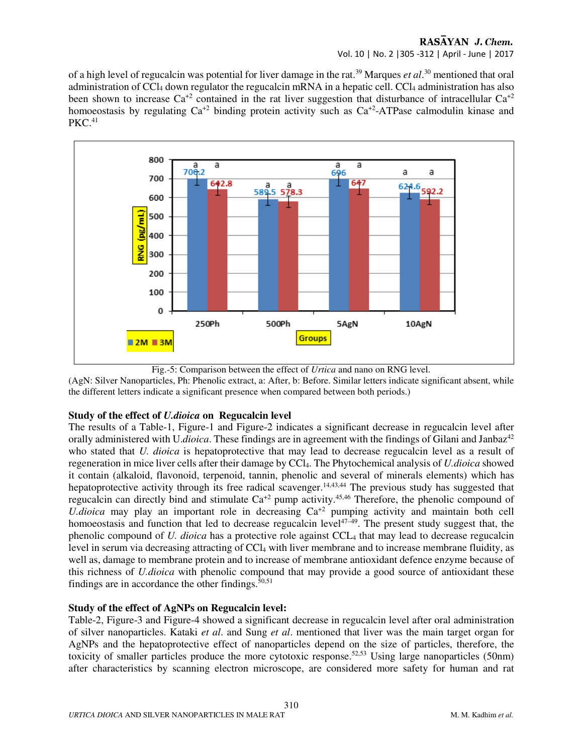of a high level of regucalcin was potential for liver damage in the rat.[39] Marques *et al*.[30] mentioned that oral administration of $CCl_4$ down regulator the regucalcin mRNA in a hepatic cell. $CCl_4$ administration has also been shown to increase $Ca^{+2}$ contained in the rat liver suggestion that disturbance of intracellular $Ca^{+2}$ homoeostasis by regulating $Ca^{+2}$ binding protein activity such as $Ca^{+2}$-ATPase calmodulin kinase and PKC.[41]

Fig.-5: Comparison between the effect of *Urtica* and nano on RNG level.

(AgN: Silver Nanoparticles, Ph: Phenolic extract, a: After, b: Before. Similar letters indicate significant absent, while the different letters indicate a significant presence when compared between both periods.)

### Study of the effect of *U.dioica* on Regucalcin level

The results of a Table-1, Figure-1 and Figure-2 indicates a significant decrease in regucalcin level after orally administered with U.*dioica*. These findings are in agreement with the findings of Gilani and Janbaz[42] who stated that *U. dioica* is hepatoprotective that may lead to decrease regucalcin level as a result of regeneration in mice liver cells after their damage by $CCl_4$. The Phytochemical analysis of *U.dioica* showed it contain (alkaloid, flavonoid, terpenoid, tannin, phenolic and several of minerals elements) which has hepatoprotective activity through its free radical scavenger.[14,43,44] The previous study has suggested that regucalcin can directly bind and stimulate $Ca^{+2}$ pump activity.[45,46] Therefore, the phenolic compound of *U.dioica* may play an important role in decreasing $Ca^{+2}$ pumping activity and maintain both cell homoeostasis and function that led to decrease regucalcin level[47–49]. The present study suggest that, the phenolic compound of *U. dioica* has a protective role against $CCL_4$ that may lead to decrease regucalcin level in serum via decreasing attracting of $CCl_4$ with liver membrane and to increase membrane fluidity, as well as, damage to membrane protein and to increase of membrane antioxidant defence enzyme because of this richness of *U.dioica* with phenolic compound that may provide a good source of antioxidant these findings are in accordance the other findings.[50,51]

### Study of the effect of AgNPs on Regucalcin level:

Table-2, Figure-3 and Figure-4 showed a significant decrease in regucalcin level after oral administration of silver nanoparticles. Kataki *et al*. and Sung *et al*. mentioned that liver was the main target organ for AgNPs and the hepatoprotective effect of nanoparticles depend on the size of particles, therefore, the toxicity of smaller particles produce the more cytotoxic response.[52,53] Using large nanoparticles (50nm) after characteristics by scanning electron microscope, are considered more safety for human and rat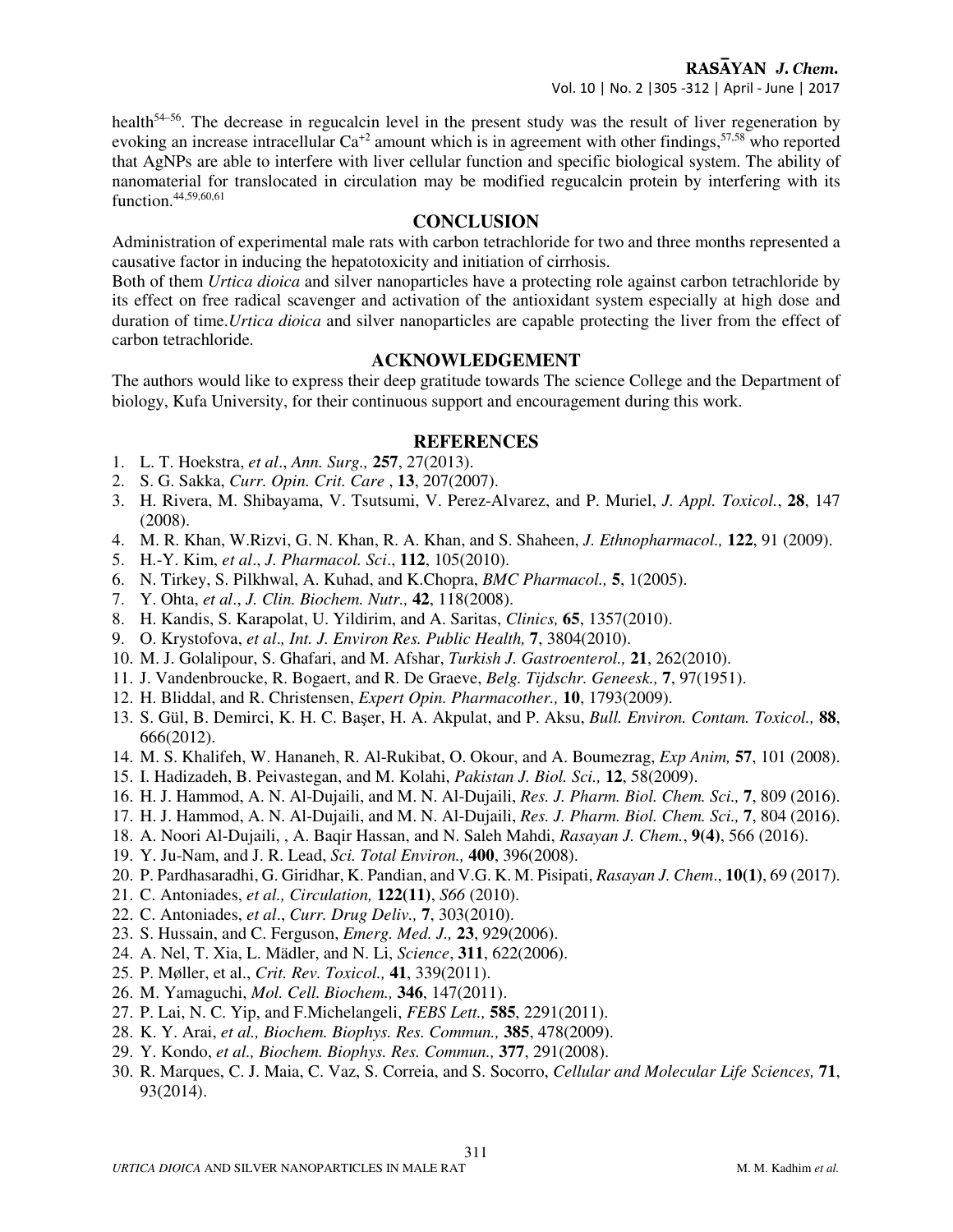health[54–56]. The decrease in regucalcin level in the present study was the result of liver regeneration by evoking an increase intracellular $Ca^{+2}$ amount which is in agreement with other findings,[57,58] who reported that AgNPs are able to interfere with liver cellular function and specific biological system. The ability of nanomaterial for translocated in circulation may be modified regucalcin protein by interfering with its function.[44,59,60,61]

## CONCLUSION

Administration of experimental male rats with carbon tetrachloride for two and three months represented a causative factor in inducing the hepatotoxicity and initiation of cirrhosis.

Both of them *Urtica dioica* and silver nanoparticles have a protecting role against carbon tetrachloride by its effect on free radical scavenger and activation of the antioxidant system especially at high dose and duration of time.*Urtica dioica* and silver nanoparticles are capable protecting the liver from the effect of carbon tetrachloride.

## ACKNOWLEDGEMENT

The authors would like to express their deep gratitude towards The science College and the Department of biology, Kufa University, for their continuous support and encouragement during this work.

## REFERENCES

1. L. T. Hoekstra, *et al*., *Ann. Surg.,* **257**, 27(2013).
2. S. G. Sakka, *Curr. Opin. Crit. Care* , **13**, 207(2007).
3. H. Rivera, M. Shibayama, V. Tsutsumi, V. Perez-Alvarez, and P. Muriel, *J. Appl. Toxicol.*, **28**, 147 (2008).
4. M. R. Khan, W.Rizvi, G. N. Khan, R. A. Khan, and S. Shaheen, *J. Ethnopharmacol.,* **122**, 91 (2009).
5. H.-Y. Kim, *et al*., *J. Pharmacol. Sci*., **112**, 105(2010).
6. N. Tirkey, S. Pilkhwal, A. Kuhad, and K.Chopra, *BMC Pharmacol.,* **5**, 1(2005).
7. Y. Ohta, *et al*., *J. Clin. Biochem. Nutr.,* **42**, 118(2008).
8. H. Kandis, S. Karapolat, U. Yildirim, and A. Saritas, *Clinics,* **65**, 1357(2010).
9. O. Krystofova, *et al*., *Int. J. Environ Res. Public Health,* **7**, 3804(2010).
10. M. J. Golalipour, S. Ghafari, and M. Afshar, *Turkish J. Gastroenterol.,* **21**, 262(2010).
11. J. Vandenbroucke, R. Bogaert, and R. De Graeve, *Belg. Tijdschr. Geneesk.,* **7**, 97(1951).
12. H. Bliddal, and R. Christensen, *Expert Opin. Pharmacother.,* **10**, 1793(2009).
13. S. Gül, B. Demirci, K. H. C. Başer, H. A. Akpulat, and P. Aksu, *Bull. Environ. Contam. Toxicol.,* **88**, 666(2012).
14. M. S. Khalifeh, W. Hananeh, R. Al-Rukibat, O. Okour, and A. Boumezrag, *Exp Anim,* **57**, 101 (2008).
15. I. Hadizadeh, B. Peivastegan, and M. Kolahi, *Pakistan J. Biol. Sci.,* **12**, 58(2009).
16. H. J. Hammod, A. N. Al-Dujaili, and M. N. Al-Dujaili, *Res. J. Pharm. Biol. Chem. Sci.,* **7**, 809 (2016).
17. H. J. Hammod, A. N. Al-Dujaili, and M. N. Al-Dujaili, *Res. J. Pharm. Biol. Chem. Sci.,* **7**, 804 (2016).
18. A. Noori Al-Dujaili, , A. Baqir Hassan, and N. Saleh Mahdi, *Rasayan J. Chem.*, **9(4)**, 566 (2016).
19. Y. Ju-Nam, and J. R. Lead, *Sci. Total Environ.,* **400**, 396(2008).
20. P. Pardhasaradhi, G. Giridhar, K. Pandian, and V.G. K. M. Pisipati, *Rasayan J. Chem*., **10(1)**, 69 (2017).
21. C. Antoniades, *et al., Circulation,* **122(11)**, *S66* (2010).
22. C. Antoniades, *et al*., *Curr. Drug Deliv.,* **7**, 303(2010).
23. S. Hussain, and C. Ferguson, *Emerg. Med. J.,* **23**, 929(2006).
24. A. Nel, T. Xia, L. Mädler, and N. Li, *Science*, **311**, 622(2006).
25. P. Møller, et al., *Crit. Rev. Toxicol.,* **41**, 339(2011).
26. M. Yamaguchi, *Mol. Cell. Biochem.,* **346**, 147(2011).
27. P. Lai, N. C. Yip, and F.Michelangeli, *FEBS Lett.,* **585**, 2291(2011).
28. K. Y. Arai, *et al., Biochem. Biophys. Res. Commun.,* **385**, 478(2009).
29. Y. Kondo, *et al., Biochem. Biophys. Res. Commun.,* **377**, 291(2008).
30. R. Marques, C. J. Maia, C. Vaz, S. Correia, and S. Socorro, *Cellular and Molecular Life Sciences,* **71**, 93(2014).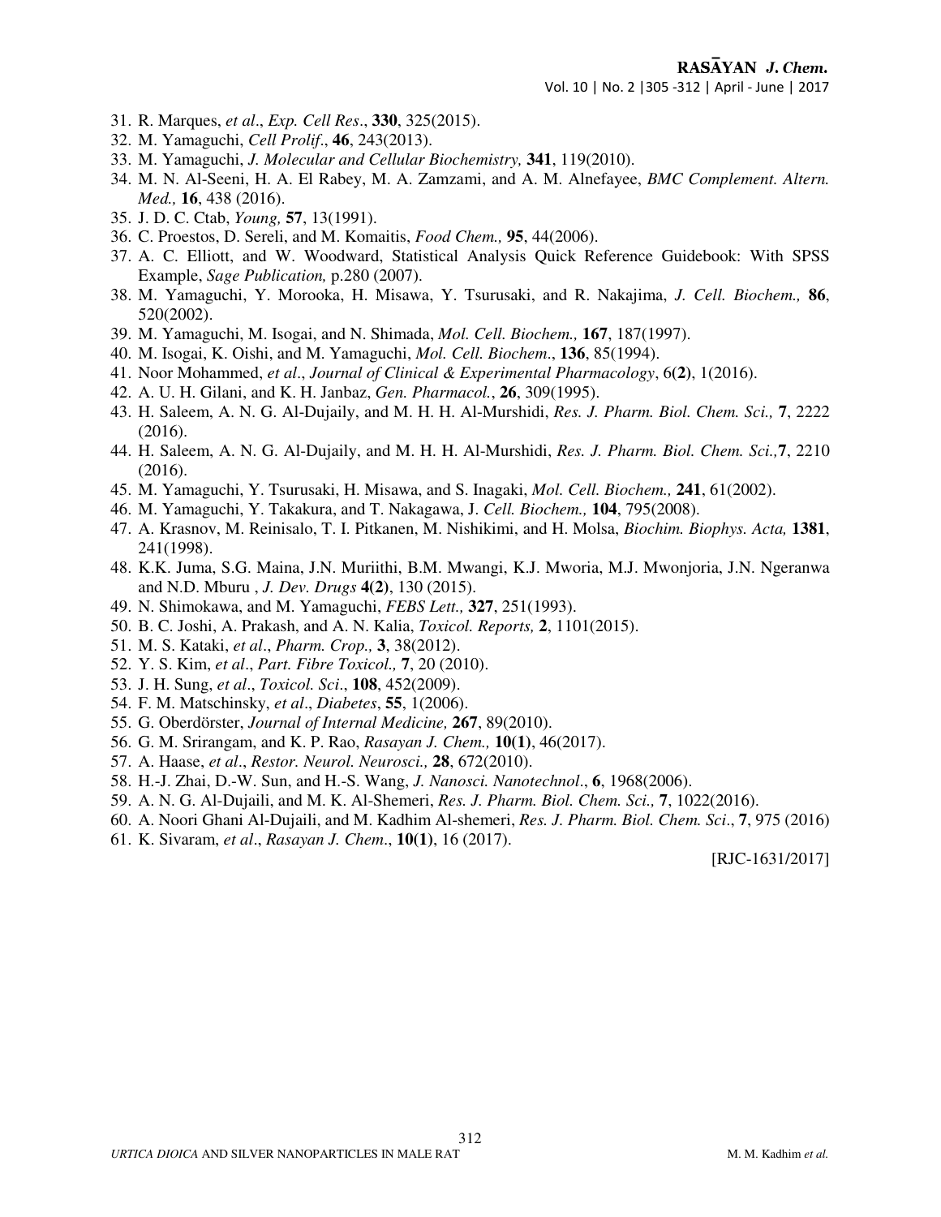31. R. Marques, *et al*., *Exp. Cell Res*., **330**, 325(2015).
32. M. Yamaguchi, *Cell Prolif*., **46**, 243(2013).
33. M. Yamaguchi, *J. Molecular and Cellular Biochemistry,* **341**, 119(2010).
34. M. N. Al-Seeni, H. A. El Rabey, M. A. Zamzami, and A. M. Alnefayee, *BMC Complement. Altern. Med.,* **16**, 438 (2016).
35. J. D. C. Ctab, *Young,* **57**, 13(1991).
36. C. Proestos, D. Sereli, and M. Komaitis, *Food Chem.,* **95**, 44(2006).
37. A. C. Elliott, and W. Woodward, Statistical Analysis Quick Reference Guidebook: With SPSS Example, *Sage Publication,* p.280 (2007).
38. M. Yamaguchi, Y. Morooka, H. Misawa, Y. Tsurusaki, and R. Nakajima, *J. Cell. Biochem.,* **86**, 520(2002).
39. M. Yamaguchi, M. Isogai, and N. Shimada, *Mol. Cell. Biochem.,* **167**, 187(1997).
40. M. Isogai, K. Oishi, and M. Yamaguchi, *Mol. Cell. Biochem*., **136**, 85(1994).
41. Noor Mohammed, *et al*., *Journal of Clinical & Experimental Pharmacology*, 6**(2)**, 1(2016).
42. A. U. H. Gilani, and K. H. Janbaz, *Gen. Pharmacol.*, **26**, 309(1995).
43. H. Saleem, A. N. G. Al-Dujaily, and M. H. H. Al-Murshidi, *Res. J. Pharm. Biol. Chem. Sci.,* **7**, 2222 (2016).
44. H. Saleem, A. N. G. Al-Dujaily, and M. H. H. Al-Murshidi, *Res. J. Pharm. Biol. Chem. Sci.,***7**, 2210 (2016).
45. M. Yamaguchi, Y. Tsurusaki, H. Misawa, and S. Inagaki, *Mol. Cell. Biochem.,* **241**, 61(2002).
46. M. Yamaguchi, Y. Takakura, and T. Nakagawa, J. *Cell. Biochem.,* **104**, 795(2008).
47. A. Krasnov, M. Reinisalo, T. I. Pitkanen, M. Nishikimi, and H. Molsa, *Biochim. Biophys. Acta,* **1381**, 241(1998).
48. K.K. Juma, S.G. Maina, J.N. Muriithi, B.M. Mwangi, K.J. Mworia, M.J. Mwonjoria, J.N. Ngeranwa and N.D. Mburu , *J. Dev. Drugs* **4(2)**, 130 (2015).
49. N. Shimokawa, and M. Yamaguchi, *FEBS Lett.,* **327**, 251(1993).
50. B. C. Joshi, A. Prakash, and A. N. Kalia, *Toxicol. Reports,* **2**, 1101(2015).
51. M. S. Kataki, *et al*., *Pharm. Crop.,* **3**, 38(2012).
52. Y. S. Kim, *et al*., *Part. Fibre Toxicol.,* **7**, 20 (2010).
53. J. H. Sung, *et al*., *Toxicol. Sci*., **108**, 452(2009).
54. F. M. Matschinsky, *et al*., *Diabetes*, **55**, 1(2006).
55. G. Oberdörster, *Journal of Internal Medicine,* **267**, 89(2010).
56. G. M. Srirangam, and K. P. Rao, *Rasayan J. Chem.,* **10(1)**, 46(2017).
57. A. Haase, *et al*., *Restor. Neurol. Neurosci.,* **28**, 672(2010).
58. H.-J. Zhai, D.-W. Sun, and H.-S. Wang, *J. Nanosci. Nanotechnol*., **6**, 1968(2006).
59. A. N. G. Al-Dujaili, and M. K. Al-Shemeri, *Res. J. Pharm. Biol. Chem. Sci.,* **7**, 1022(2016).
60. A. Noori Ghani Al-Dujaili, and M. Kadhim Al-shemeri, *Res. J. Pharm. Biol. Chem. Sci*., **7**, 975 (2016)
61. K. Sivaram, *et al*., *Rasayan J. Chem*., **10(1)**, 16 (2017).

[RJC-1631/2017]